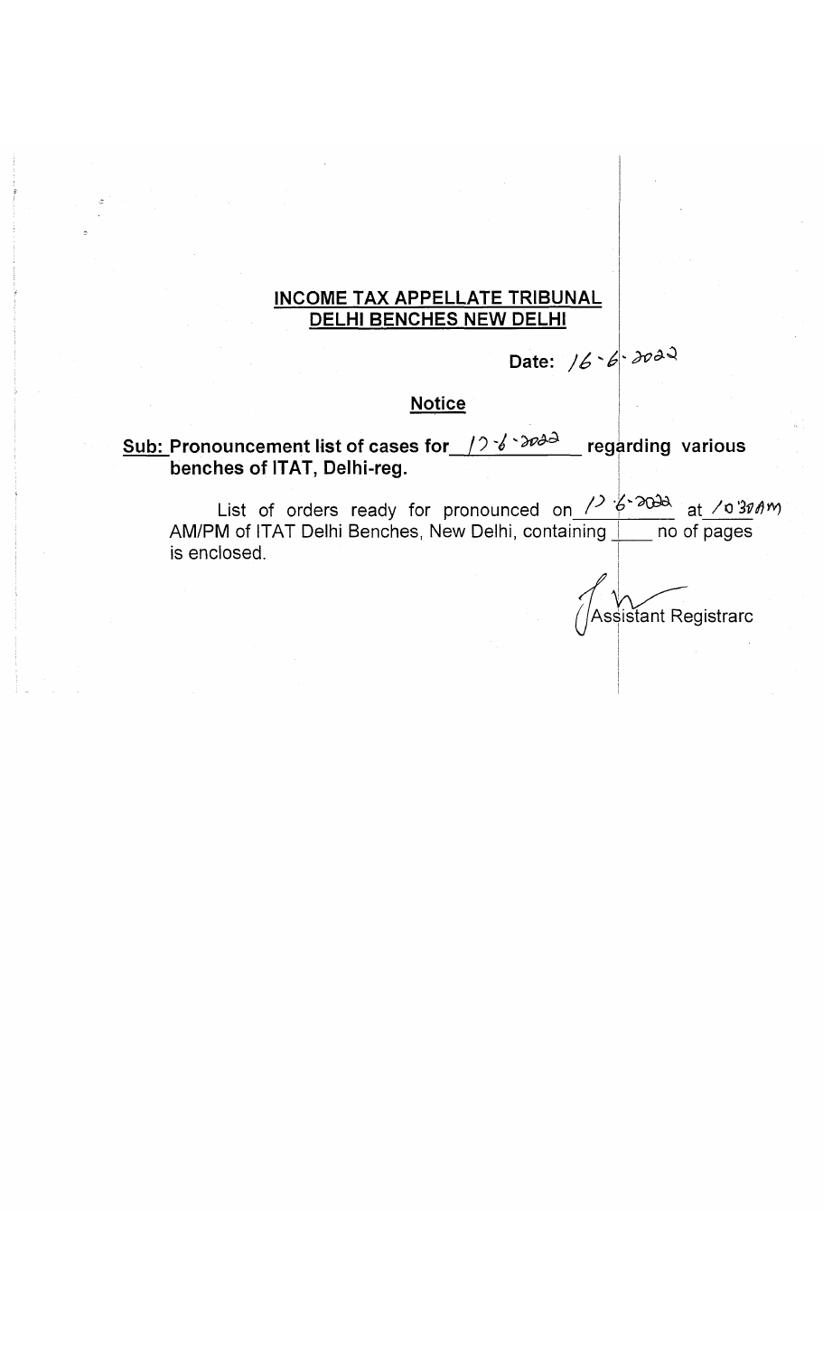## INCOME TAX APPELLATE TRIBUNAL
## DELHI BENCHES NEW DELHI

**Date:** 16-6-2022

## Notice

**Sub: Pronouncement list of cases for 17-6-2022 regarding various benches of ITAT, Delhi-reg.**

List of orders ready for pronounced on 17-6-2022 at 10:30AM AM/PM of ITAT Delhi Benches, New Delhi, containing ____ no of pages is enclosed.

Assistant Registrarc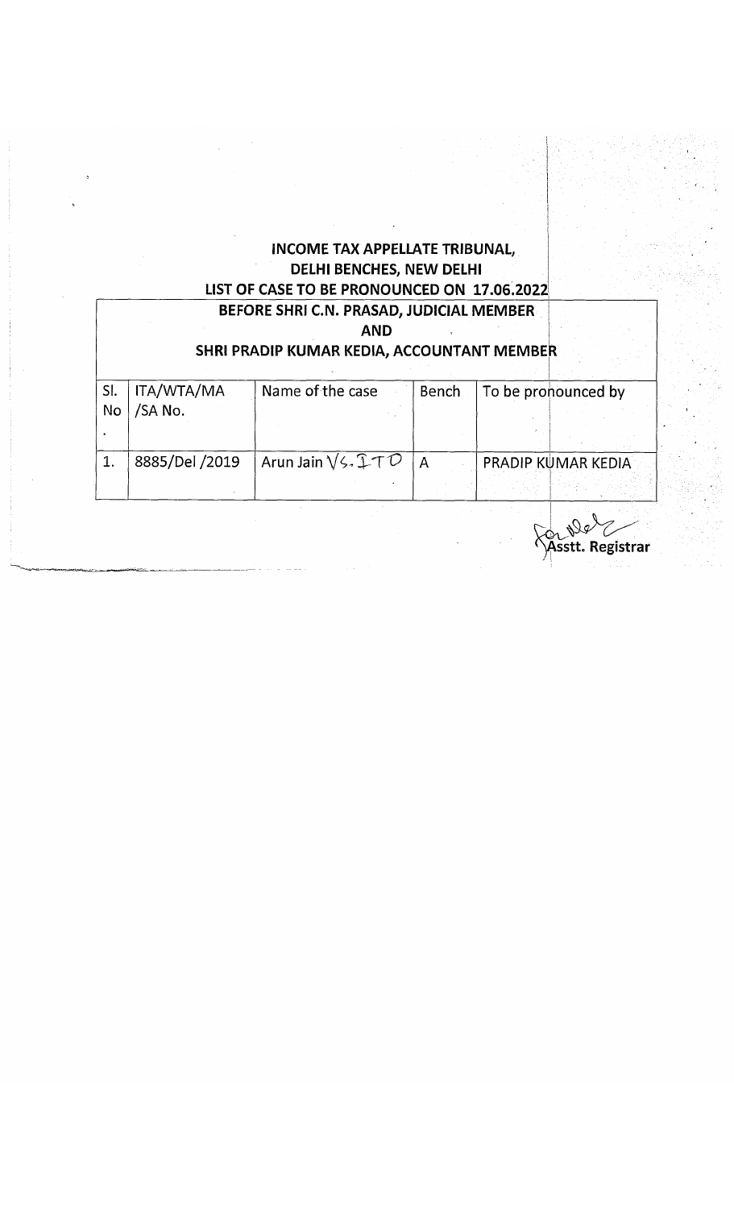**INCOME TAX APPELLATE TRIBUNAL,**
**DELHI BENCHES, NEW DELHI**
**LIST OF CASE TO BE PRONOUNCED ON 17.06.2022**

**BEFORE SHRI C.N. PRASAD, JUDICIAL MEMBER**
**AND**
**SHRI PRADIP KUMAR KEDIA, ACCOUNTANT MEMBER**

| Sl. No. | ITA/WTA/MA /SA No. | Name of the case | Bench | To be pronounced by |
|---|---|---|---|---|
| 1. | 8885/Del /2019 | Arun Jain Vs. ITO | A | PRADIP KUMAR KEDIA |

For Asstt. Registrar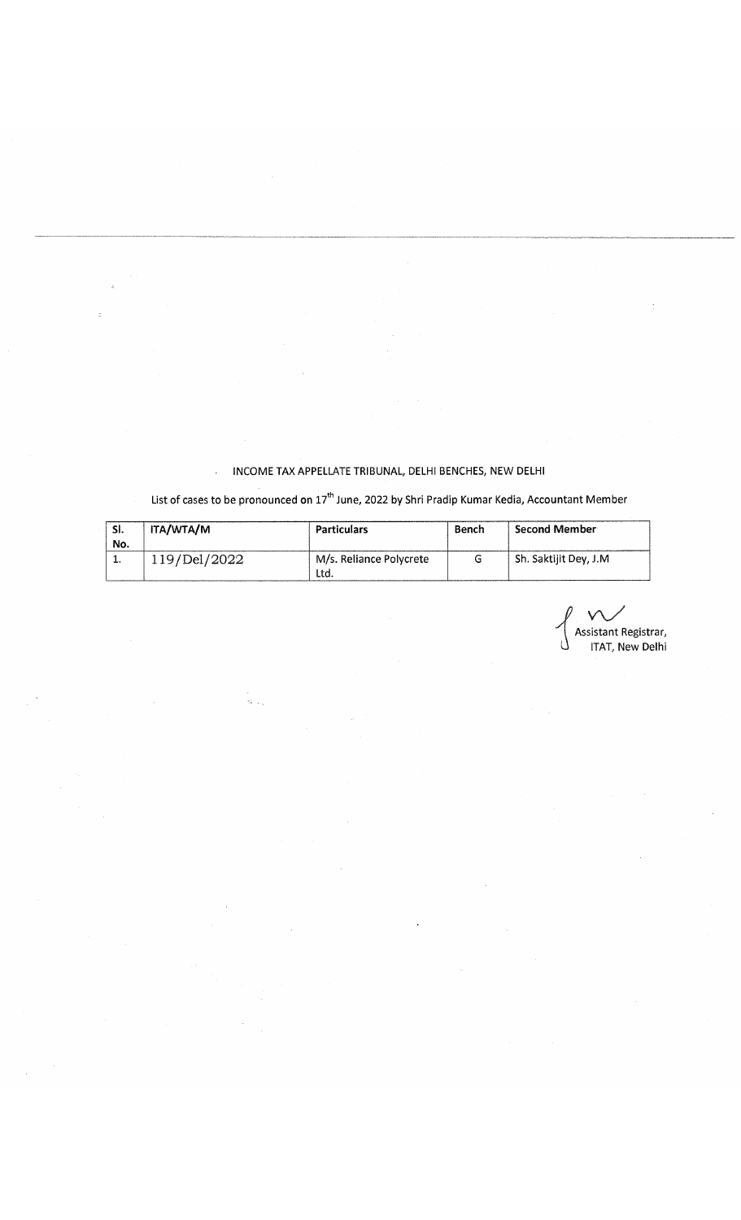INCOME TAX APPELLATE TRIBUNAL, DELHI BENCHES, NEW DELHI

List of cases to be pronounced on 17th June, 2022 by Shri Pradip Kumar Kedia, Accountant Member

| Sl. No. | ITA/WTA/M | Particulars | Bench | Second Member |
|---|---|---|---|---|
| 1. | 119/Del/2022 | M/s. Reliance Polycrete Ltd. | G | Sh. Saktijit Dey, J.M |

Assistant Registrar,
ITAT, New Delhi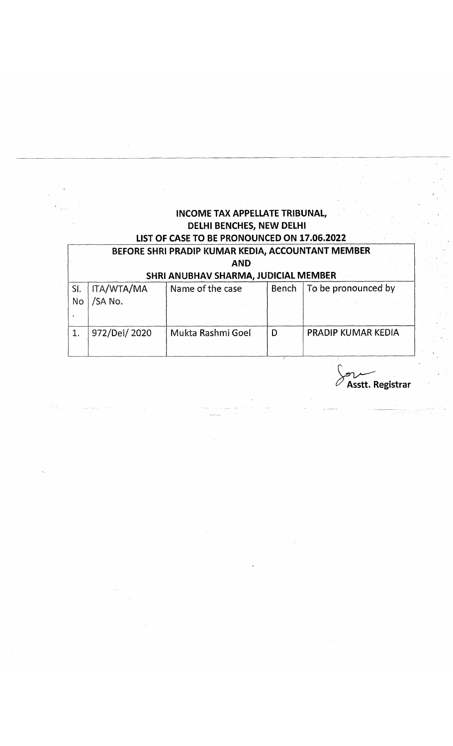**INCOME TAX APPELLATE TRIBUNAL,**
**DELHI BENCHES, NEW DELHI**
**LIST OF CASE TO BE PRONOUNCED ON 17.06.2022**

**BEFORE SHRI PRADIP KUMAR KEDIA, ACCOUNTANT MEMBER**
**AND**
**SHRI ANUBHAV SHARMA, JUDICIAL MEMBER**

| Sl. No. | ITA/WTA/MA /SA No. | Name of the case | Bench | To be pronounced by |
|---|---|---|---|---|
| 1. | 972/Del/ 2020 | Mukta Rashmi Goel | D | PRADIP KUMAR KEDIA |

Asstt. Registrar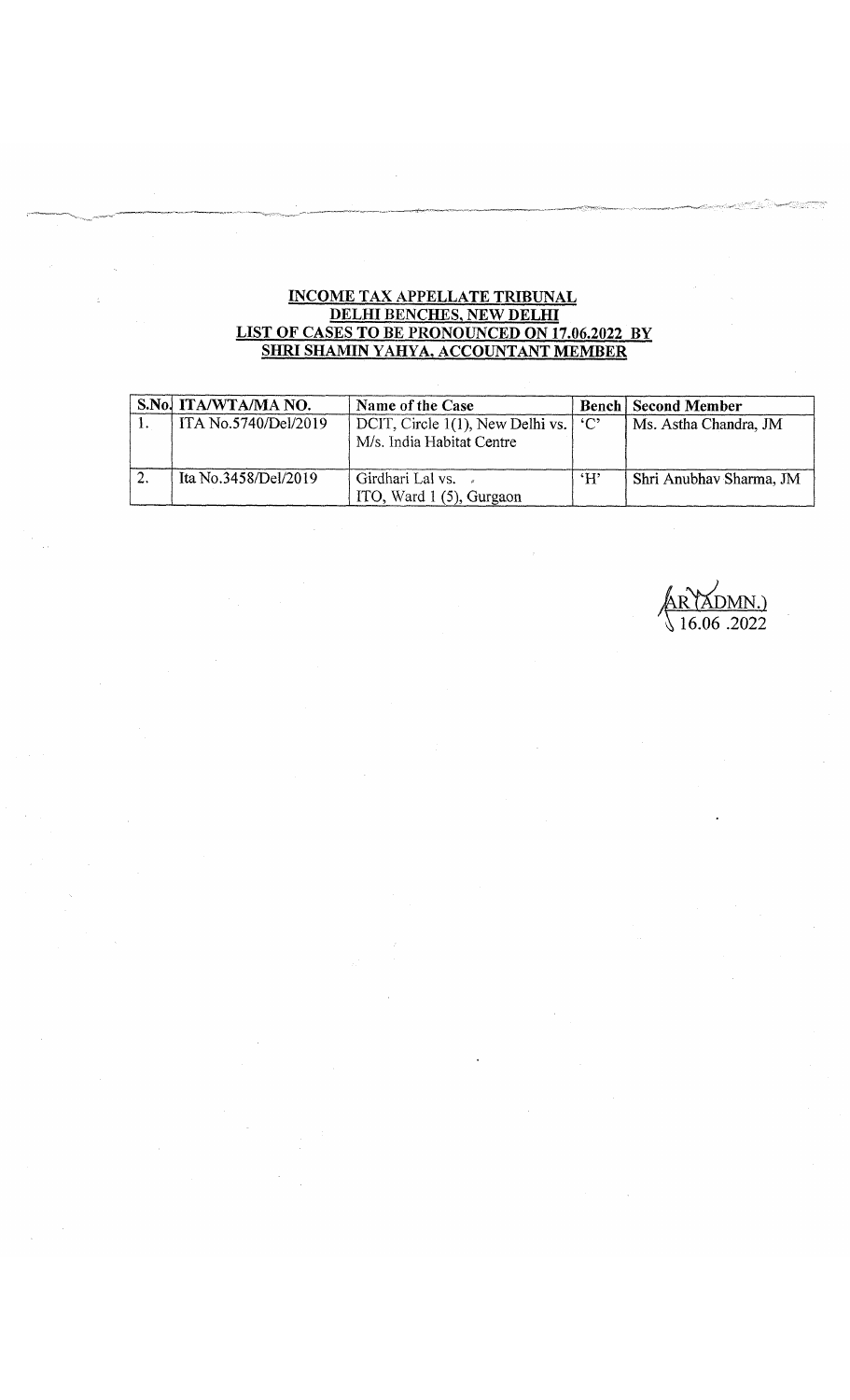**INCOME TAX APPELLATE TRIBUNAL**
**DELHI BENCHES, NEW DELHI**
**LIST OF CASES TO BE PRONOUNCED ON 17.06.2022 BY**
**SHRI SHAMIN YAHYA, ACCOUNTANT MEMBER**

| S.No. | ITA/WTA/MA NO. | Name of the Case | Bench | Second Member |
|---|---|---|---|---|
| 1. | ITA No.5740/Del/2019 | DCIT, Circle 1(1), New Delhi vs. M/s. India Habitat Centre | 'C' | Ms. Astha Chandra, JM |
| 2. | Ita No.3458/Del/2019 | Girdhari Lal vs. ITO, Ward 1 (5), Gurgaon | 'H' | Shri Anubhav Sharma, JM |

AR (ADMN.)
16.06 .2022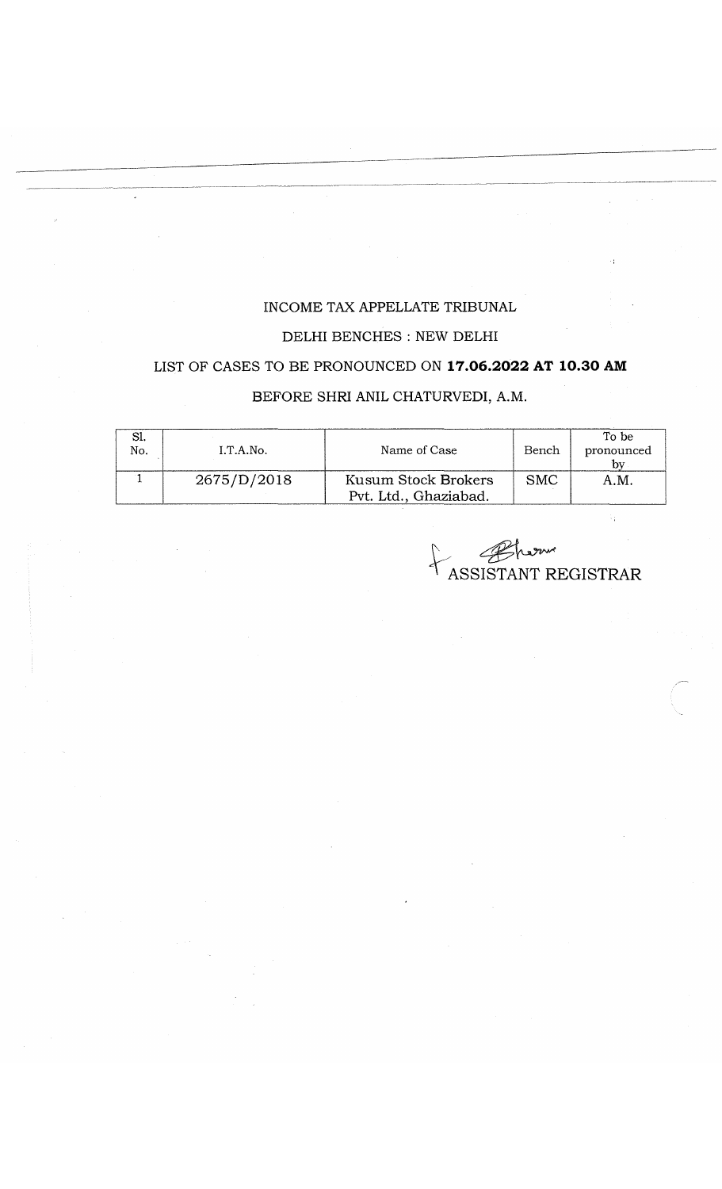INCOME TAX APPELLATE TRIBUNAL

DELHI BENCHES : NEW DELHI

LIST OF CASES TO BE PRONOUNCED ON **17.06.2022 AT 10.30 AM**

BEFORE SHRI ANIL CHATURVEDI, A.M.

| Sl. No. | I.T.A.No. | Name of Case | Bench | To be pronounced by |
|---|---|---|---|---|
| 1 | 2675/D/2018 | Kusum Stock Brokers Pvt. Ltd., Ghaziabad. | SMC | A.M. |

ASSISTANT REGISTRAR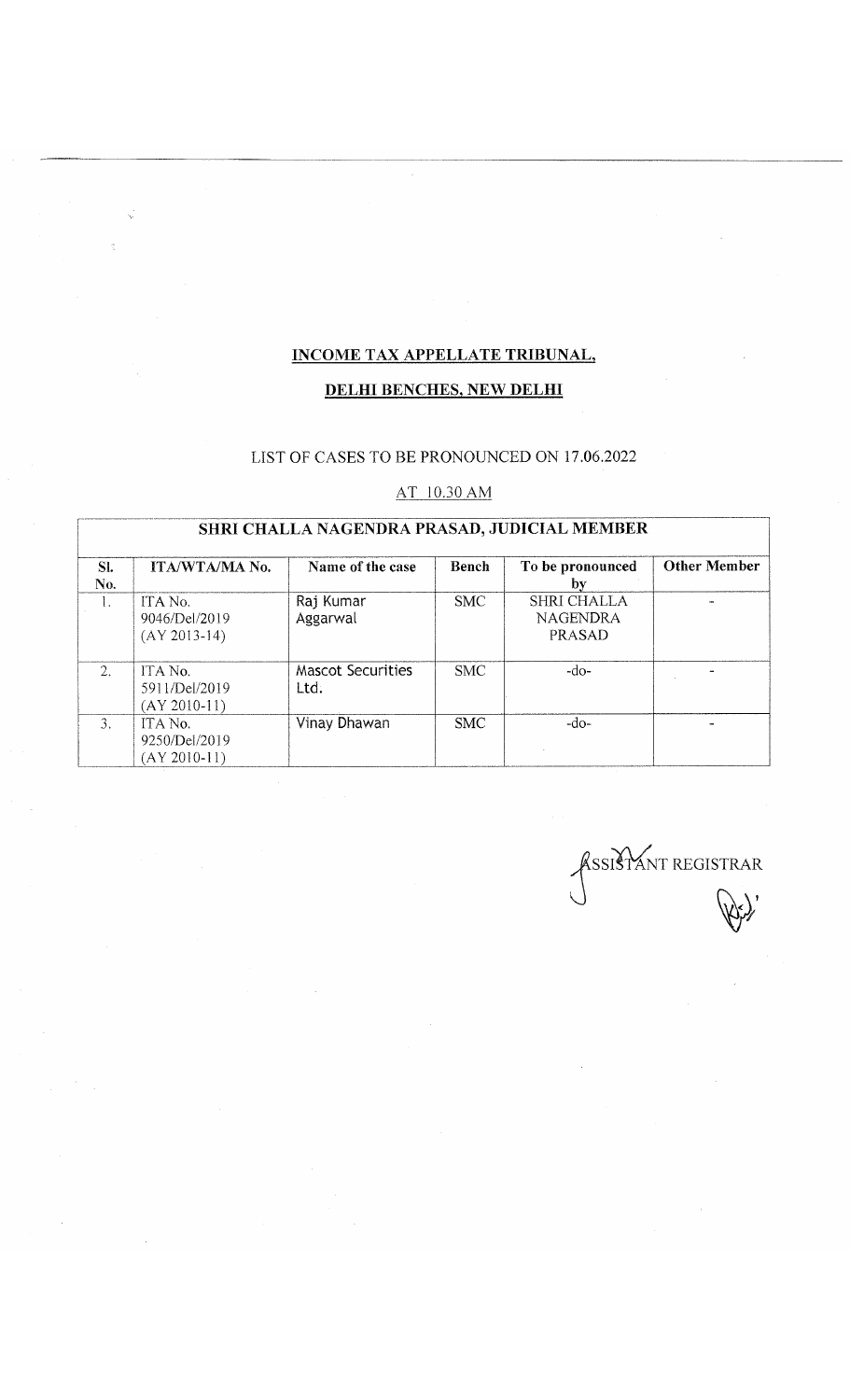**INCOME TAX APPELLATE TRIBUNAL,**

**DELHI BENCHES, NEW DELHI**

LIST OF CASES TO BE PRONOUNCED ON 17.06.2022

AT 10.30 AM

| SHRI CHALLA NAGENDRA PRASAD, JUDICIAL MEMBER | | | | | |
|---|---|---|---|---|---|
| **Sl. No.** | **ITA/WTA/MA No.** | **Name of the case** | **Bench** | **To be pronounced by** | **Other Member** |
| 1. | ITA No. 9046/Del/2019 (AY 2013-14) | Raj Kumar Aggarwal | SMC | SHRI CHALLA NAGENDRA PRASAD | - |
| 2. | ITA No. 5911/Del/2019 (AY 2010-11) | Mascot Securities Ltd. | SMC | -do- | - |
| 3. | ITA No. 9250/Del/2019 (AY 2010-11) | Vinay Dhawan | SMC | -do- | - |

ASSISTANT REGISTRAR